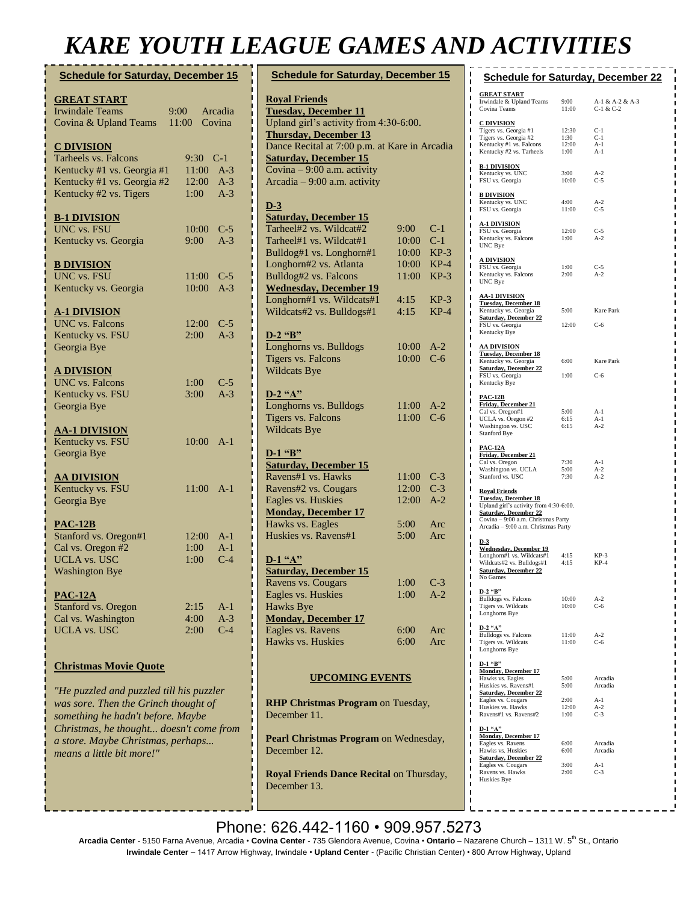# KARE YOUTH LEAGUE GAMES AND ACTIVITIES

## Schedule for Saturday, December 15

**GREAT START**

| | | |
|---|---|---|
| Irwindale Teams | 9:00 | Arcadia |
| Covina & Upland Teams | 11:00 | Covina |

**C DIVISION**

| | | |
|---|---|---|
| Tarheels vs. Falcons | 9:30 | C-1 |
| Kentucky #1 vs. Georgia #1 | 11:00 | A-3 |
| Kentucky #1 vs. Georgia #2 | 12:00 | A-3 |
| Kentucky #2 vs. Tigers | 1:00 | A-3 |

**B-1 DIVISION**

| | | |
|---|---|---|
| UNC vs. FSU | 10:00 | C-5 |
| Kentucky vs. Georgia | 9:00 | A-3 |

**B DIVISION**

| | | |
|---|---|---|
| UNC vs. FSU | 11:00 | C-5 |
| Kentucky vs. Georgia | 10:00 | A-3 |

**A-1 DIVISION**

| | | |
|---|---|---|
| UNC vs. Falcons | 12:00 | C-5 |
| Kentucky vs. FSU | 2:00 | A-3 |
| Georgia Bye | | |

**A DIVISION**

| | | |
|---|---|---|
| UNC vs. Falcons | 1:00 | C-5 |
| Kentucky vs. FSU | 3:00 | A-3 |
| Georgia Bye | | |

**AA-1 DIVISION**

| | | |
|---|---|---|
| Kentucky vs. FSU | 10:00 | A-1 |
| Georgia Bye | | |

**AA DIVISION**

| | | |
|---|---|---|
| Kentucky vs. FSU | 11:00 | A-1 |
| Georgia Bye | | |

**PAC-12B**

| | | |
|---|---|---|
| Stanford vs. Oregon#1 | 12:00 | A-1 |
| Cal vs. Oregon #2 | 1:00 | A-1 |
| UCLA vs. USC | 1:00 | C-4 |
| Washington Bye | | |

**PAC-12A**

| | | |
|---|---|---|
| Stanford vs. Oregon | 2:15 | A-1 |
| Cal vs. Washington | 4:00 | A-3 |
| UCLA vs. USC | 2:00 | C-4 |

**Christmas Movie Quote**

*"He puzzled and puzzled till his puzzler was sore. Then the Grinch thought of something he hadn't before. Maybe Christmas, he thought... doesn't come from a store. Maybe Christmas, perhaps... means a little bit more!"*

## Schedule for Saturday, December 15

**Royal Friends**

**Tuesday, December 11**
Upland girl's activity from 4:30-6:00.
**Thursday, December 13**
Dance Recital at 7:00 p.m. at Kare in Arcadia
**Saturday, December 15**
Covina – 9:00 a.m. activity
Arcadia – 9:00 a.m. activity

**D-3**

| | | |
|---|---|---|
| **Saturday, December 15** | | |
| Tarheel#2 vs. Wildcat#2 | 9:00 | C-1 |
| Tarheel#1 vs. Wildcat#1 | 10:00 | C-1 |
| Bulldog#1 vs. Longhorn#1 | 10:00 | KP-3 |
| Longhorn#2 vs. Atlanta | 10:00 | KP-4 |
| Bulldog#2 vs. Falcons | 11:00 | KP-3 |
| **Wednesday, December 19** | | |
| Longhorn#1 vs. Wildcats#1 | 4:15 | KP-3 |
| Wildcats#2 vs. Bulldogs#1 | 4:15 | KP-4 |

**D-2 "B"**

| | | |
|---|---|---|
| Longhorns vs. Bulldogs | 10:00 | A-2 |
| Tigers vs. Falcons | 10:00 | C-6 |
| Wildcats Bye | | |

**D-2 "A"**

| | | |
|---|---|---|
| Longhorns vs. Bulldogs | 11:00 | A-2 |
| Tigers vs. Falcons | 11:00 | C-6 |
| Wildcats Bye | | |

**D-1 "B"**

| | | |
|---|---|---|
| **Saturday, December 15** | | |
| Ravens#1 vs. Hawks | 11:00 | C-3 |
| Ravens#2 vs. Cougars | 12:00 | C-3 |
| Eagles vs. Huskies | 12:00 | A-2 |
| **Monday, December 17** | | |
| Hawks vs. Eagles | 5:00 | Arc |
| Huskies vs. Ravens#1 | 5:00 | Arc |

**D-1 "A"**

| | | |
|---|---|---|
| **Saturday, December 15** | | |
| Ravens vs. Cougars | 1:00 | C-3 |
| Eagles vs. Huskies | 1:00 | A-2 |
| Hawks Bye | | |
| **Monday, December 17** | | |
| Eagles vs. Ravens | 6:00 | Arc |
| Hawks vs. Huskies | 6:00 | Arc |

**UPCOMING EVENTS**

**RHP Christmas Program** on Tuesday, December 11.

**Pearl Christmas Program** on Wednesday, December 12.

**Royal Friends Dance Recital** on Thursday, December 13.

## Schedule for Saturday, December 22

**GREAT START**

| | | |
|---|---|---|
| Irwindale & Upland Teams | 9:00 | A-1 & A-2 & A-3 |
| Covina Teams | 11:00 | C-1 & C-2 |

**C DIVISION**

| | | |
|---|---|---|
| Tigers vs. Georgia #1 | 12:30 | C-1 |
| Tigers vs. Georgia #2 | 1:30 | C-1 |
| Kentucky #1 vs. Falcons | 12:00 | A-1 |
| Kentucky #2 vs. Tarheels | 1:00 | A-1 |

**B-1 DIVISION**

| | | |
|---|---|---|
| Kentucky vs. UNC | 3:00 | A-2 |
| FSU vs. Georgia | 10:00 | C-5 |

**B DIVISION**

| | | |
|---|---|---|
| Kentucky vs. UNC | 4:00 | A-2 |
| FSU vs. Georgia | 11:00 | C-5 |

**A-1 DIVISION**

| | | |
|---|---|---|
| FSU vs. Georgia | 12:00 | C-5 |
| Kentucky vs. Falcons | 1:00 | A-2 |
| UNC Bye | | |

**A DIVISION**

| | | |
|---|---|---|
| FSU vs. Georgia | 1:00 | C-5 |
| Kentucky vs. Falcons | 2:00 | A-2 |
| UNC Bye | | |

**AA-1 DIVISION**

| | | |
|---|---|---|
| **Tuesday, December 18** | | |
| Kentucky vs. Georgia | 5:00 | Kare Park |
| **Saturday, December 22** | | |
| FSU vs. Georgia | 12:00 | C-6 |
| Kentucky Bye | | |

**AA DIVISION**

| | | |
|---|---|---|
| **Tuesday, December 18** | | |
| Kentucky vs. Georgia | 6:00 | Kare Park |
| **Saturday, December 22** | | |
| FSU vs. Georgia | 1:00 | C-6 |
| Kentucky Bye | | |

**PAC-12B**

| | | |
|---|---|---|
| **Friday, December 21** | | |
| Cal vs. Oregon#1 | 5:00 | A-1 |
| UCLA vs. Oregon #2 | 6:15 | A-1 |
| Washington vs. USC | 6:15 | A-2 |
| Stanford Bye | | |

**PAC-12A**

| | | |
|---|---|---|
| **Friday, December 21** | | |
| Cal vs. Oregon | 7:30 | A-1 |
| Washington vs. UCLA | 5:00 | A-2 |
| Stanford vs. USC | 7:30 | A-2 |

**Royal Friends**

**Tuesday, December 18**
Upland girl's activity from 4:30-6:00.
**Saturday, December 22**
Covina – 9:00 a.m. Christmas Party
Arcadia – 9:00 a.m. Christmas Party

**D-3**

| | | |
|---|---|---|
| **Wednesday, December 19** | | |
| Longhorn#1 vs. Wildcats#1 | 4:15 | KP-3 |
| Wildcats#2 vs. Bulldogs#1 | 4:15 | KP-4 |
| **Saturday, December 22** | | |
| No Games | | |

**D-2 "B"**

| | | |
|---|---|---|
| Bulldogs vs. Falcons | 10:00 | A-2 |
| Tigers vs. Wildcats | 10:00 | C-6 |
| Longhorns Bye | | |

**D-2 "A"**

| | | |
|---|---|---|
| Bulldogs vs. Falcons | 11:00 | A-2 |
| Tigers vs. Wildcats | 11:00 | C-6 |
| Longhorns Bye | | |

**D-1 "B"**

| | | |
|---|---|---|
| **Monday, December 17** | | |
| Hawks vs. Eagles | 5:00 | Arcadia |
| Huskies vs. Ravens#1 | 5:00 | Arcadia |
| **Saturday, December 22** | | |
| Eagles vs. Cougars | 2:00 | A-1 |
| Huskies vs. Hawks | 12:00 | A-2 |
| Ravens#1 vs. Ravens#2 | 1:00 | C-3 |

**D-1 "A"**

| | | |
|---|---|---|
| **Monday, December 17** | | |
| Eagles vs. Ravens | 6:00 | Arcadia |
| Hawks vs. Huskies | 6:00 | Arcadia |
| **Saturday, December 22** | | |
| Eagles vs. Cougars | 3:00 | A-1 |
| Ravens vs. Hawks | 2:00 | C-3 |
| Huskies Bye | | |

Phone: 626.442-1160 • 909.957.5273

**Arcadia Center** - 5150 Farna Avenue, Arcadia • **Covina Center** - 735 Glendora Avenue, Covina • **Ontario** – Nazarene Church – 1311 W. 5th St., Ontario
**Irwindale Center** – 1417 Arrow Highway, Irwindale • **Upland Center** - (Pacific Christian Center) • 800 Arrow Highway, Upland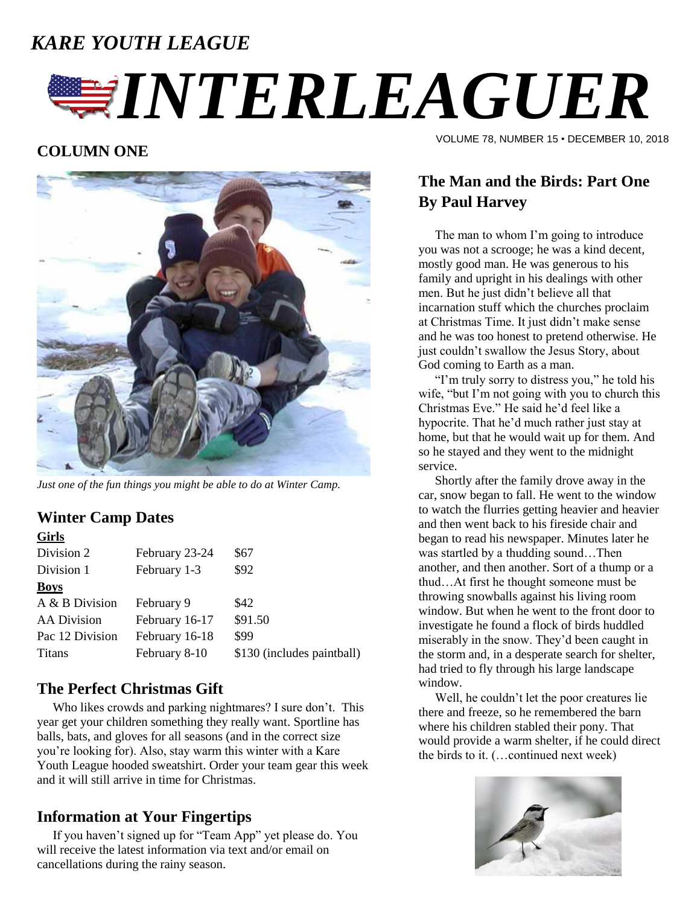# *KARE YOUTH LEAGUE*

# *INTERLEAGUER*

VOLUME 78, NUMBER 15 • DECEMBER 10, 2018

## COLUMN ONE

*Just one of the fun things you might be able to do at Winter Camp.*

## Winter Camp Dates

| | | |
|---|---|---|
| **Girls** | | |
| Division 2 | February 23-24 | $67 |
| Division 1 | February 1-3 | $92 |
| **Boys** | | |
| A & B Division | February 9 | $42 |
| AA Division | February 16-17 | $91.50 |
| Pac 12 Division | February 16-18 | $99 |
| Titans | February 8-10 | $130 (includes paintball) |

## The Perfect Christmas Gift

Who likes crowds and parking nightmares? I sure don't. This year get your children something they really want. Sportline has balls, bats, and gloves for all seasons (and in the correct size you're looking for). Also, stay warm this winter with a Kare Youth League hooded sweatshirt. Order your team gear this week and it will still arrive in time for Christmas.

## Information at Your Fingertips

If you haven't signed up for "Team App" yet please do. You will receive the latest information via text and/or email on cancellations during the rainy season.

## The Man and the Birds: Part One By Paul Harvey

The man to whom I'm going to introduce you was not a scrooge; he was a kind decent, mostly good man. He was generous to his family and upright in his dealings with other men. But he just didn't believe all that incarnation stuff which the churches proclaim at Christmas Time. It just didn't make sense and he was too honest to pretend otherwise. He just couldn't swallow the Jesus Story, about God coming to Earth as a man.

"I'm truly sorry to distress you," he told his wife, "but I'm not going with you to church this Christmas Eve." He said he'd feel like a hypocrite. That he'd much rather just stay at home, but that he would wait up for them. And so he stayed and they went to the midnight service.

Shortly after the family drove away in the car, snow began to fall. He went to the window to watch the flurries getting heavier and heavier and then went back to his fireside chair and began to read his newspaper. Minutes later he was startled by a thudding sound…Then another, and then another. Sort of a thump or a thud…At first he thought someone must be throwing snowballs against his living room window. But when he went to the front door to investigate he found a flock of birds huddled miserably in the snow. They'd been caught in the storm and, in a desperate search for shelter, had tried to fly through his large landscape window.

Well, he couldn't let the poor creatures lie there and freeze, so he remembered the barn where his children stabled their pony. That would provide a warm shelter, if he could direct the birds to it. (…continued next week)